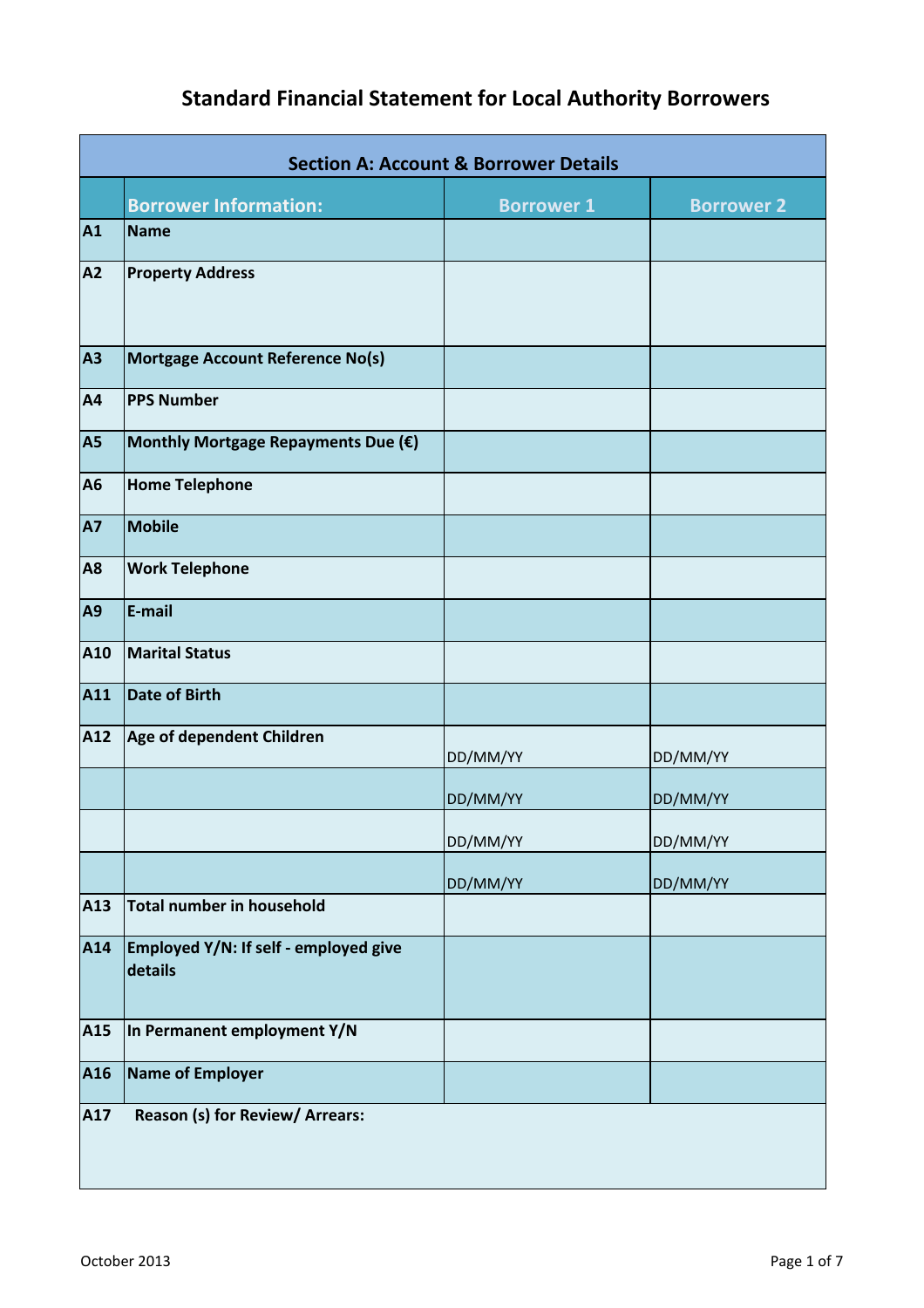# Standard Financial Statement for Local Authority Borrowers

| Section A: Account & Borrower Details | | | |
|---|---|---|---|
| | **Borrower Information:** | **Borrower 1** | **Borrower 2** |
| **A1** | **Name** | | |
| **A2** | **Property Address** | | |
| **A3** | **Mortgage Account Reference No(s)** | | |
| **A4** | **PPS Number** | | |
| **A5** | **Monthly Mortgage Repayments Due (€)** | | |
| **A6** | **Home Telephone** | | |
| **A7** | **Mobile** | | |
| **A8** | **Work Telephone** | | |
| **A9** | **E-mail** | | |
| **A10** | **Marital Status** | | |
| **A11** | **Date of Birth** | | |
| **A12** | **Age of dependent Children** | DD/MM/YY | DD/MM/YY |
| | | DD/MM/YY | DD/MM/YY |
| | | DD/MM/YY | DD/MM/YY |
| | | DD/MM/YY | DD/MM/YY |
| **A13** | **Total number in household** | | |
| **A14** | **Employed Y/N: If self - employed give details** | | |
| **A15** | **In Permanent employment Y/N** | | |
| **A16** | **Name of Employer** | | |
| **A17** | **Reason (s) for Review/ Arrears:** | | |

October 2013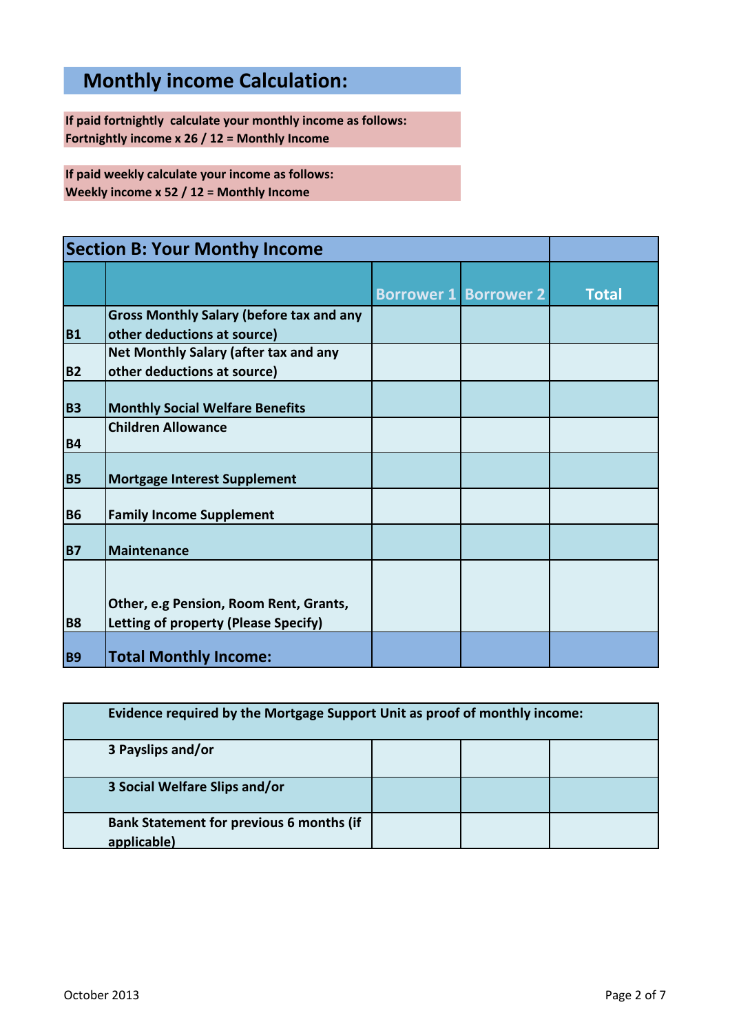## Monthly income Calculation:

**If paid fortnightly calculate your monthly income as follows:**
**Fortnightly income x 26 / 12 = Monthly Income**

**If paid weekly calculate your income as follows:**
**Weekly income x 52 / 12 = Monthly Income**

| Section B: Your Monthy Income | | | | |
|---|---|---|---|---|
| | | Borrower 1 | Borrower 2 | Total |
| B1 | Gross Monthly Salary (before tax and any other deductions at source) | | | |
| B2 | Net Monthly Salary (after tax and any other deductions at source) | | | |
| B3 | Monthly Social Welfare Benefits | | | |
| B4 | Children Allowance | | | |
| B5 | Mortgage Interest Supplement | | | |
| B6 | Family Income Supplement | | | |
| B7 | Maintenance | | | |
| B8 | Other, e.g Pension, Room Rent, Grants, Letting of property (Please Specify) | | | |
| B9 | **Total Monthly Income:** | | | |

| Evidence required by the Mortgage Support Unit as proof of monthly income: | | | |
|---|---|---|---|
| 3 Payslips and/or | | | |
| 3 Social Welfare Slips and/or | | | |
| Bank Statement for previous 6 months (if applicable) | | | |

October 2013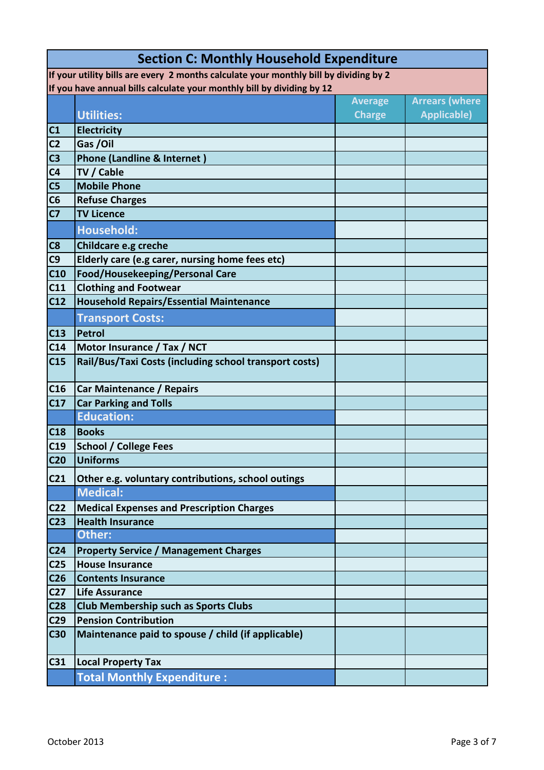| Section C: Monthly Household Expenditure | | | |
|---|---|---|---|
| If your utility bills are every 2 months calculate your monthly bill by dividing by 2<br>If you have annual bills calculate your monthly bill by dividing by 12 | | | |
| | **Utilities:** | Average Charge | Arrears (where Applicable) |
| C1 | Electricity | | |
| C2 | Gas /Oil | | |
| C3 | Phone (Landline & Internet ) | | |
| C4 | TV / Cable | | |
| C5 | Mobile Phone | | |
| C6 | Refuse Charges | | |
| C7 | TV Licence | | |
| | **Household:** | | |
| C8 | Childcare e.g creche | | |
| C9 | Elderly care (e.g carer, nursing home fees etc) | | |
| C10 | Food/Housekeeping/Personal Care | | |
| C11 | Clothing and Footwear | | |
| C12 | Household Repairs/Essential Maintenance | | |
| | **Transport Costs:** | | |
| C13 | Petrol | | |
| C14 | Motor Insurance / Tax / NCT | | |
| C15 | Rail/Bus/Taxi Costs (including school transport costs) | | |
| C16 | Car Maintenance / Repairs | | |
| C17 | Car Parking and Tolls | | |
| | **Education:** | | |
| C18 | Books | | |
| C19 | School / College Fees | | |
| C20 | Uniforms | | |
| C21 | Other e.g. voluntary contributions, school outings | | |
| | **Medical:** | | |
| C22 | Medical Expenses and Prescription Charges | | |
| C23 | Health Insurance | | |
| | **Other:** | | |
| C24 | Property Service / Management Charges | | |
| C25 | House Insurance | | |
| C26 | Contents Insurance | | |
| C27 | Life Assurance | | |
| C28 | Club Membership such as Sports Clubs | | |
| C29 | Pension Contribution | | |
| C30 | Maintenance paid to spouse / child (if applicable) | | |
| C31 | Local Property Tax | | |
| | **Total Monthly Expenditure :** | | |

October 2013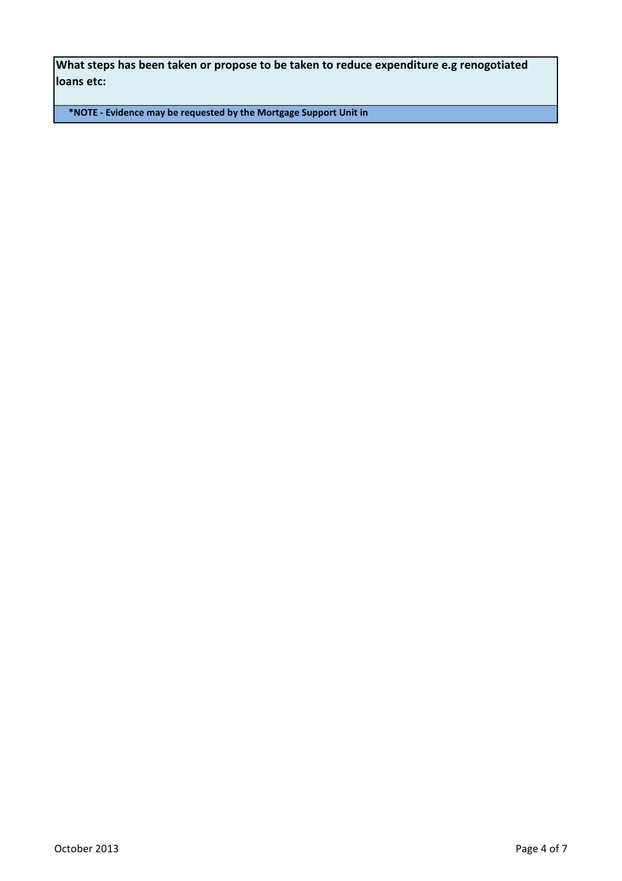| **What steps has been taken or propose to be taken to reduce expenditure e.g renogotiated loans etc:** |
|---|
| ***NOTE - Evidence may be requested by the Mortgage Support Unit in** |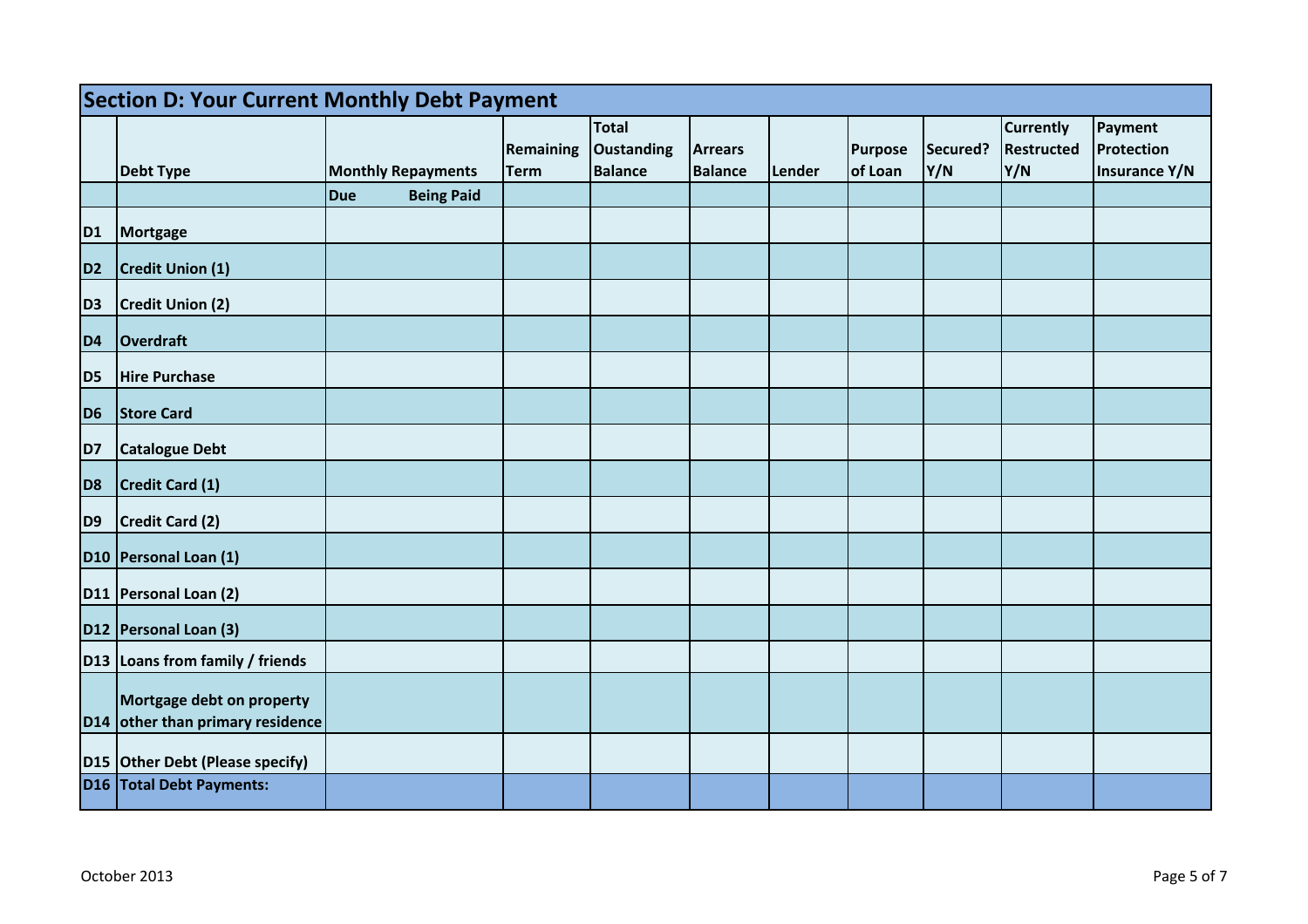## Section D: Your Current Monthly Debt Payment

| | Debt Type | Monthly Repayments | | Remaining Term | Total Oustanding Balance | Arrears Balance | Lender | Purpose of Loan | Secured? Y/N | Currently Restructed Y/N | Payment Protection Insurance Y/N |
|---|---|---|---|---|---|---|---|---|---|---|---|
| | | Due | Being Paid | | | | | | | | |
| D1 | Mortgage | | | | | | | | | | |
| D2 | Credit Union (1) | | | | | | | | | | |
| D3 | Credit Union (2) | | | | | | | | | | |
| D4 | Overdraft | | | | | | | | | | |
| D5 | Hire Purchase | | | | | | | | | | |
| D6 | Store Card | | | | | | | | | | |
| D7 | Catalogue Debt | | | | | | | | | | |
| D8 | Credit Card (1) | | | | | | | | | | |
| D9 | Credit Card (2) | | | | | | | | | | |
| D10 | Personal Loan (1) | | | | | | | | | | |
| D11 | Personal Loan (2) | | | | | | | | | | |
| D12 | Personal Loan (3) | | | | | | | | | | |
| D13 | Loans from family / friends | | | | | | | | | | |
| D14 | Mortgage debt on property other than primary residence | | | | | | | | | | |
| D15 | Other Debt (Please specify) | | | | | | | | | | |
| D16 | Total Debt Payments: | | | | | | | | | | |

October 2013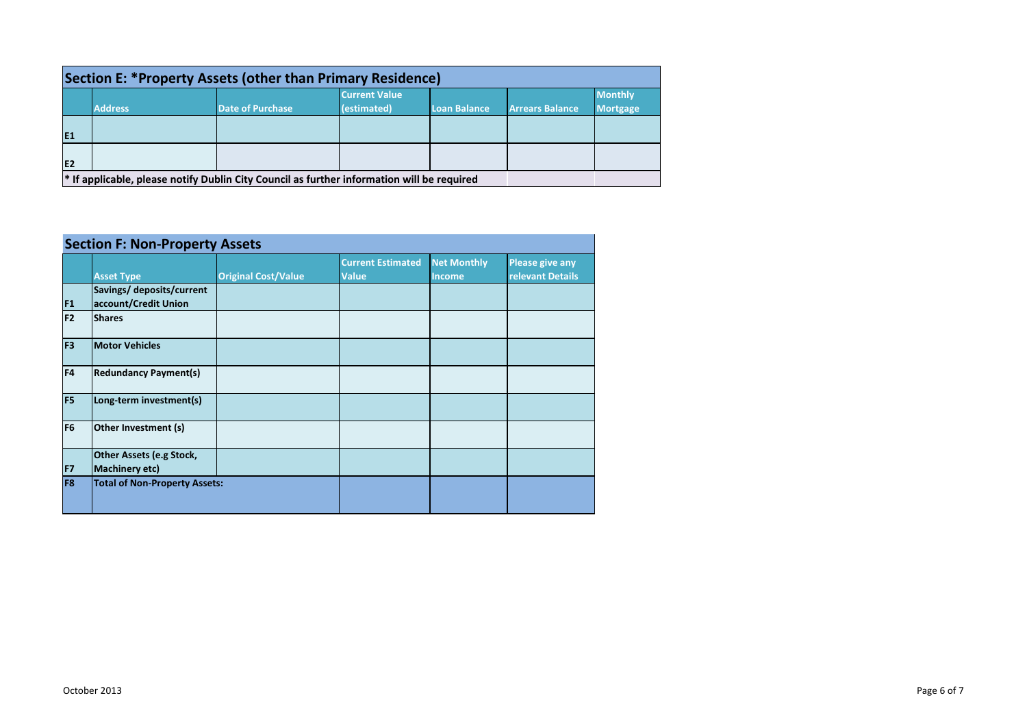## Section E: *Property Assets (other than Primary Residence)

| | Address | Date of Purchase | Current Value (estimated) | Loan Balance | Arrears Balance | Monthly Mortgage |
|---|---|---|---|---|---|---|
| E1 | | | | | | |
| E2 | | | | | | |

* If applicable, please notify Dublin City Council as further information will be required

## Section F: Non-Property Assets

| | Asset Type | Original Cost/Value | Current Estimated Value | Net Monthly Income | Please give any relevant Details |
|---|---|---|---|---|---|
| F1 | **Savings/ deposits/current account/Credit Union** | | | | |
| F2 | **Shares** | | | | |
| F3 | **Motor Vehicles** | | | | |
| F4 | **Redundancy Payment(s)** | | | | |
| F5 | **Long-term investment(s)** | | | | |
| F6 | **Other Investment (s)** | | | | |
| F7 | **Other Assets (e.g Stock, Machinery etc)** | | | | |
| F8 | **Total of Non-Property Assets:** | | | | |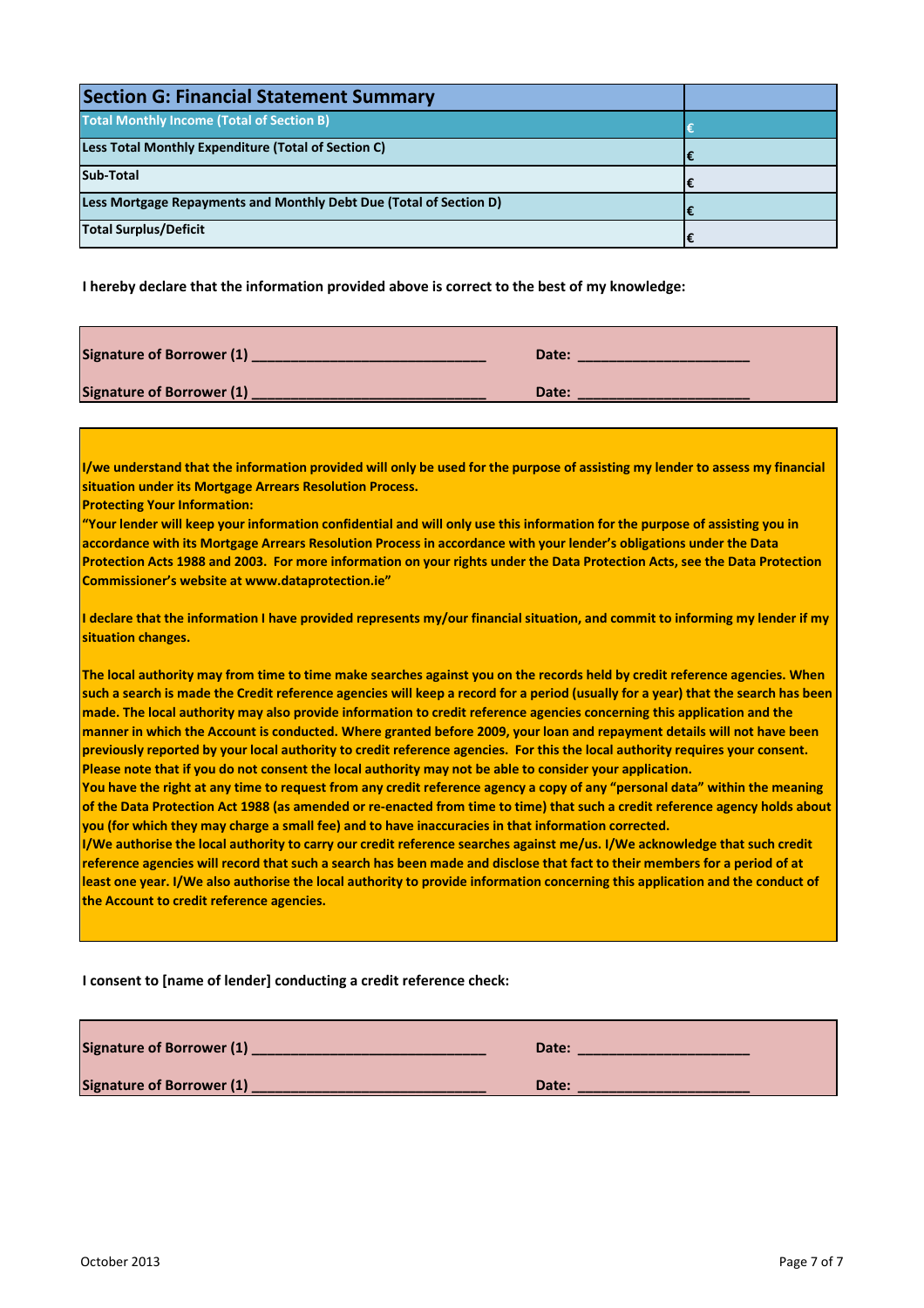| Section G: Financial Statement Summary | |
|---|---|
| Total Monthly Income (Total of Section B) | € |
| Less Total Monthly Expenditure (Total of Section C) | € |
| Sub-Total | € |
| Less Mortgage Repayments and Monthly Debt Due (Total of Section D) | € |
| Total Surplus/Deficit | € |

**I hereby declare that the information provided above is correct to the best of my knowledge:**

**Signature of Borrower (1)** ______________________________ **Date:** ______________________

**Signature of Borrower (1)** ______________________________ **Date:** ______________________

**I/we understand that the information provided will only be used for the purpose of assisting my lender to assess my financial situation under its Mortgage Arrears Resolution Process.**

**Protecting Your Information:**

**"Your lender will keep your information confidential and will only use this information for the purpose of assisting you in accordance with its Mortgage Arrears Resolution Process in accordance with your lender's obligations under the Data Protection Acts 1988 and 2003. For more information on your rights under the Data Protection Acts, see the Data Protection Commissioner's website at www.dataprotection.ie"**

**I declare that the information I have provided represents my/our financial situation, and commit to informing my lender if my situation changes.**

**The local authority may from time to time make searches against you on the records held by credit reference agencies. When such a search is made the Credit reference agencies will keep a record for a period (usually for a year) that the search has been made. The local authority may also provide information to credit reference agencies concerning this application and the manner in which the Account is conducted. Where granted before 2009, your loan and repayment details will not have been previously reported by your local authority to credit reference agencies. For this the local authority requires your consent. Please note that if you do not consent the local authority may not be able to consider your application.**

**You have the right at any time to request from any credit reference agency a copy of any "personal data" within the meaning of the Data Protection Act 1988 (as amended or re-enacted from time to time) that such a credit reference agency holds about you (for which they may charge a small fee) and to have inaccuracies in that information corrected.**

**I/We authorise the local authority to carry our credit reference searches against me/us. I/We acknowledge that such credit reference agencies will record that such a search has been made and disclose that fact to their members for a period of at least one year. I/We also authorise the local authority to provide information concerning this application and the conduct of the Account to credit reference agencies.**

**I consent to [name of lender] conducting a credit reference check:**

**Signature of Borrower (1)** ______________________________ **Date:** ______________________

**Signature of Borrower (1)** ______________________________ **Date:** ______________________

October 2013